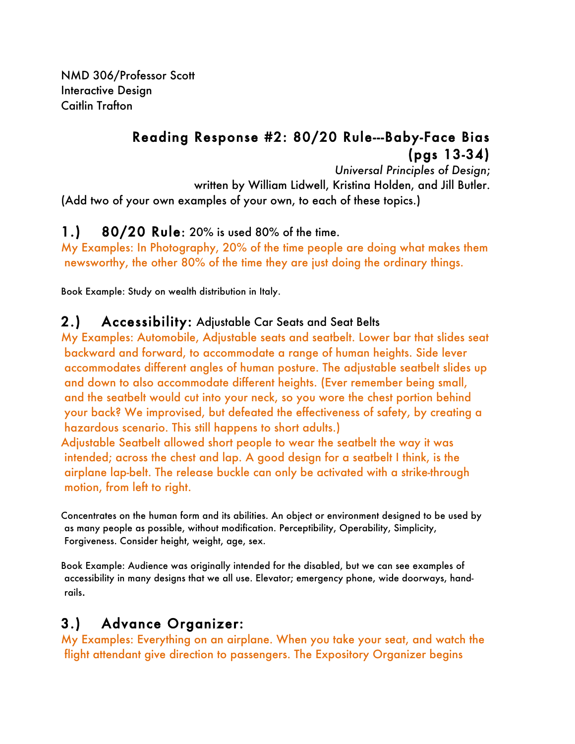NMD 306/Professor Scott
Interactive Design
Caitlin Trafton

# Reading Response #2: 80/20 Rule---Baby-Face Bias (pgs 13-34)

*Universal Principles of Design*;
written by William Lidwell, Kristina Holden, and Jill Butler.

(Add two of your own examples of your own, to each of these topics.)

## 1.) 80/20 Rule: 20% is used 80% of the time.

My Examples: In Photography, 20% of the time people are doing what makes them newsworthy, the other 80% of the time they are just doing the ordinary things.

Book Example: Study on wealth distribution in Italy.

## 2.) Accessibility: Adjustable Car Seats and Seat Belts

My Examples: Automobile, Adjustable seats and seatbelt. Lower bar that slides seat backward and forward, to accommodate a range of human heights. Side lever accommodates different angles of human posture. The adjustable seatbelt slides up and down to also accommodate different heights. (Ever remember being small, and the seatbelt would cut into your neck, so you wore the chest portion behind your back? We improvised, but defeated the effectiveness of safety, by creating a hazardous scenario. This still happens to short adults.)

Adjustable Seatbelt allowed short people to wear the seatbelt the way it was intended; across the chest and lap. A good design for a seatbelt I think, is the airplane lap-belt. The release buckle can only be activated with a strike-through motion, from left to right.

Concentrates on the human form and its abilities. An object or environment designed to be used by as many people as possible, without modification. Perceptibility, Operability, Simplicity, Forgiveness. Consider height, weight, age, sex.

Book Example: Audience was originally intended for the disabled, but we can see examples of accessibility in many designs that we all use. Elevator; emergency phone, wide doorways, hand-rails.

## 3.) Advance Organizer:

My Examples: Everything on an airplane. When you take your seat, and watch the flight attendant give direction to passengers. The Expository Organizer begins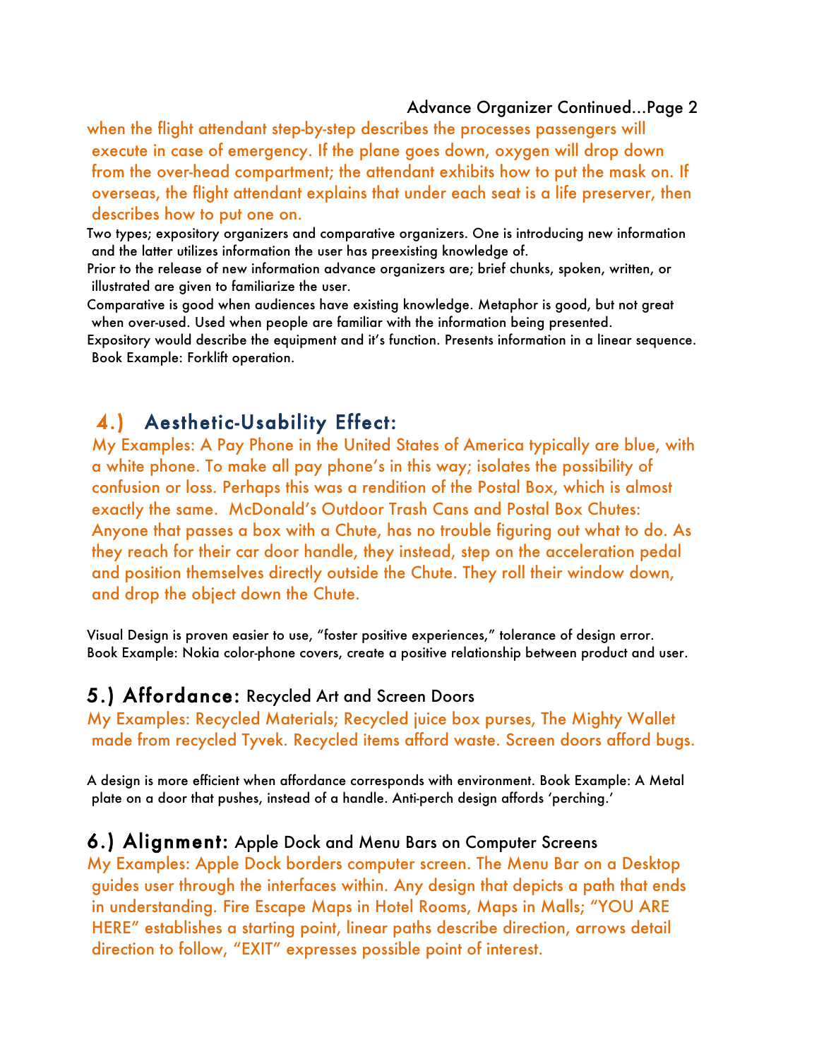Advance Organizer Continued...Page 2

when the flight attendant step-by-step describes the processes passengers will execute in case of emergency. If the plane goes down, oxygen will drop down from the over-head compartment; the attendant exhibits how to put the mask on. If overseas, the flight attendant explains that under each seat is a life preserver, then describes how to put one on.

Two types; expository organizers and comparative organizers. One is introducing new information and the latter utilizes information the user has preexisting knowledge of.

Prior to the release of new information advance organizers are; brief chunks, spoken, written, or illustrated are given to familiarize the user.

Comparative is good when audiences have existing knowledge. Metaphor is good, but not great when over-used. Used when people are familiar with the information being presented.

Expository would describe the equipment and it's function. Presents information in a linear sequence. Book Example: Forklift operation.

## 4.) Aesthetic-Usability Effect:

My Examples: A Pay Phone in the United States of America typically are blue, with a white phone. To make all pay phone's in this way; isolates the possibility of confusion or loss. Perhaps this was a rendition of the Postal Box, which is almost exactly the same. McDonald's Outdoor Trash Cans and Postal Box Chutes: Anyone that passes a box with a Chute, has no trouble figuring out what to do. As they reach for their car door handle, they instead, step on the acceleration pedal and position themselves directly outside the Chute. They roll their window down, and drop the object down the Chute.

Visual Design is proven easier to use, "foster positive experiences," tolerance of design error. Book Example: Nokia color-phone covers, create a positive relationship between product and user.

## 5.) Affordance: Recycled Art and Screen Doors

My Examples: Recycled Materials; Recycled juice box purses, The Mighty Wallet made from recycled Tyvek. Recycled items afford waste. Screen doors afford bugs.

A design is more efficient when affordance corresponds with environment. Book Example: A Metal plate on a door that pushes, instead of a handle. Anti-perch design affords 'perching.'

## 6.) Alignment: Apple Dock and Menu Bars on Computer Screens

My Examples: Apple Dock borders computer screen. The Menu Bar on a Desktop guides user through the interfaces within. Any design that depicts a path that ends in understanding. Fire Escape Maps in Hotel Rooms, Maps in Malls; "YOU ARE HERE" establishes a starting point, linear paths describe direction, arrows detail direction to follow, "EXIT" expresses possible point of interest.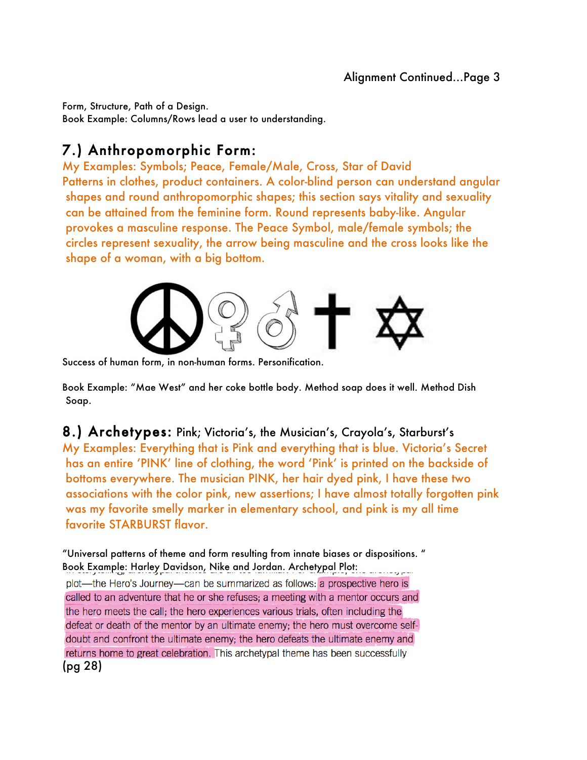Form, Structure, Path of a Design.
Book Example: Columns/Rows lead a user to understanding.

## 7.) Anthropomorphic Form:

My Examples: Symbols; Peace, Female/Male, Cross, Star of David
Patterns in clothes, product containers. A color-blind person can understand angular shapes and round anthropomorphic shapes; this section says vitality and sexuality can be attained from the feminine form. Round represents baby-like. Angular provokes a masculine response. The Peace Symbol, male/female symbols; the circles represent sexuality, the arrow being masculine and the cross looks like the shape of a woman, with a big bottom.

Success of human form, in non-human forms. Personification.

Book Example: "Mae West" and her coke bottle body. Method soap does it well. Method Dish Soap.

## 8.) Archetypes: Pink; Victoria's, the Musician's, Crayola's, Starburst's

My Examples: Everything that is Pink and everything that is blue. Victoria's Secret has an entire 'PINK' line of clothing, the word 'Pink' is printed on the backside of bottoms everywhere. The musician PINK, her hair dyed pink, I have these two associations with the color pink, new assertions; I have almost totally forgotten pink was my favorite smelly marker in elementary school, and pink is my all time favorite STARBURST flavor.

"Universal patterns of theme and form resulting from innate biases or dispositions. "
Book Example: Harley Davidson, Nike and Jordan. Archetypal Plot:

plot—the Hero's Journey—can be summarized as follows: a prospective hero is called to an adventure that he or she refuses; a meeting with a mentor occurs and the hero meets the call; the hero experiences various trials, often including the defeat or death of the mentor by an ultimate enemy; the hero must overcome self-doubt and confront the ultimate enemy; the hero defeats the ultimate enemy and returns home to great celebration. This archetypal theme has been successfully

(pg 28)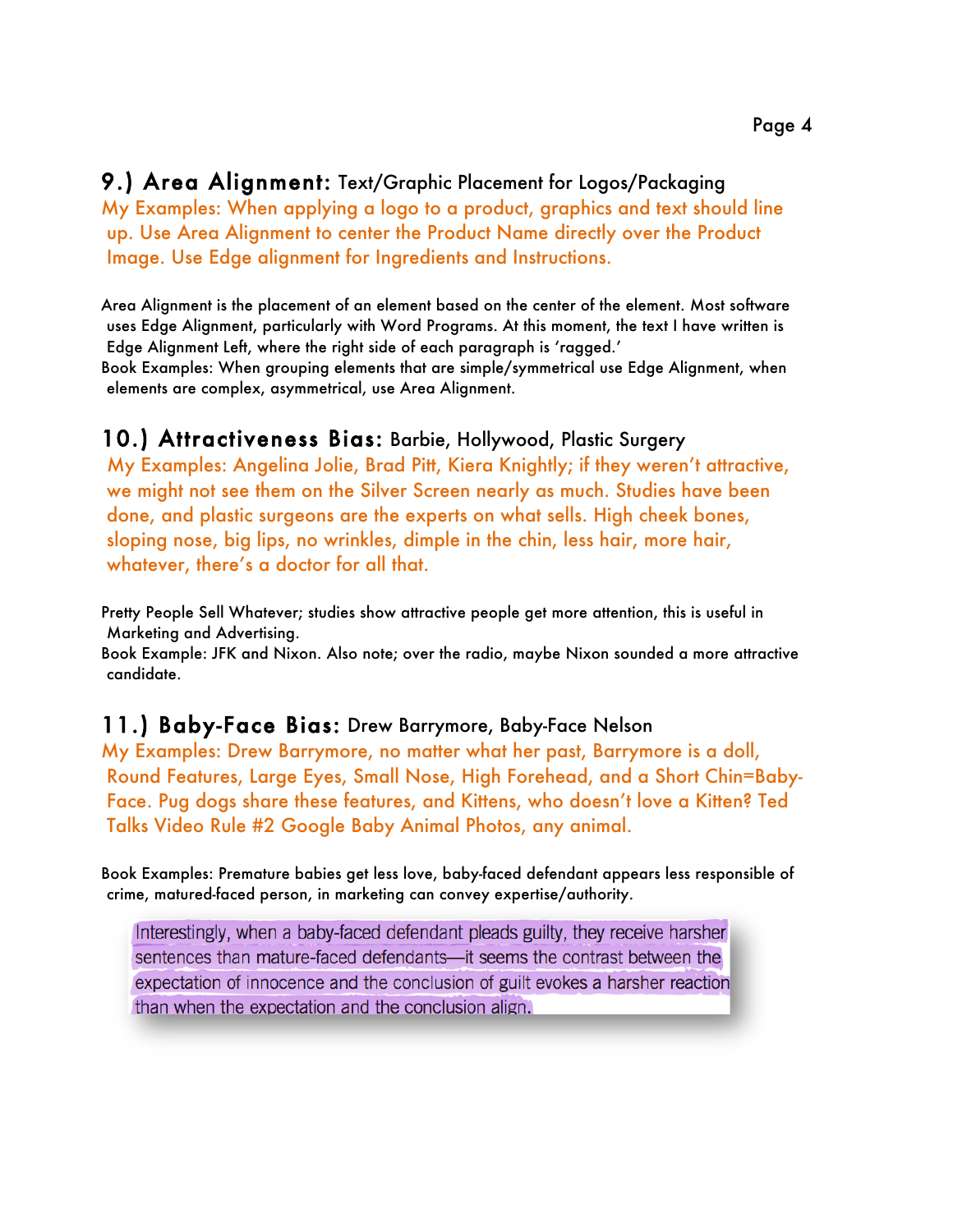## 9.) Area Alignment: Text/Graphic Placement for Logos/Packaging

My Examples: When applying a logo to a product, graphics and text should line up. Use Area Alignment to center the Product Name directly over the Product Image. Use Edge alignment for Ingredients and Instructions.

Area Alignment is the placement of an element based on the center of the element. Most software uses Edge Alignment, particularly with Word Programs. At this moment, the text I have written is Edge Alignment Left, where the right side of each paragraph is 'ragged.'

Book Examples: When grouping elements that are simple/symmetrical use Edge Alignment, when elements are complex, asymmetrical, use Area Alignment.

## 10.) Attractiveness Bias: Barbie, Hollywood, Plastic Surgery

My Examples: Angelina Jolie, Brad Pitt, Kiera Knightly; if they weren't attractive, we might not see them on the Silver Screen nearly as much. Studies have been done, and plastic surgeons are the experts on what sells. High cheek bones, sloping nose, big lips, no wrinkles, dimple in the chin, less hair, more hair, whatever, there's a doctor for all that.

Pretty People Sell Whatever; studies show attractive people get more attention, this is useful in Marketing and Advertising.

Book Example: JFK and Nixon. Also note; over the radio, maybe Nixon sounded a more attractive candidate.

## 11.) Baby-Face Bias: Drew Barrymore, Baby-Face Nelson

My Examples: Drew Barrymore, no matter what her past, Barrymore is a doll, Round Features, Large Eyes, Small Nose, High Forehead, and a Short Chin=Baby-Face. Pug dogs share these features, and Kittens, who doesn't love a Kitten? Ted Talks Video Rule #2 Google Baby Animal Photos, any animal.

Book Examples: Premature babies get less love, baby-faced defendant appears less responsible of crime, matured-faced person, in marketing can convey expertise/authority.

> Interestingly, when a baby-faced defendant pleads guilty, they receive harsher sentences than mature-faced defendants—it seems the contrast between the expectation of innocence and the conclusion of guilt evokes a harsher reaction than when the expectation and the conclusion align.